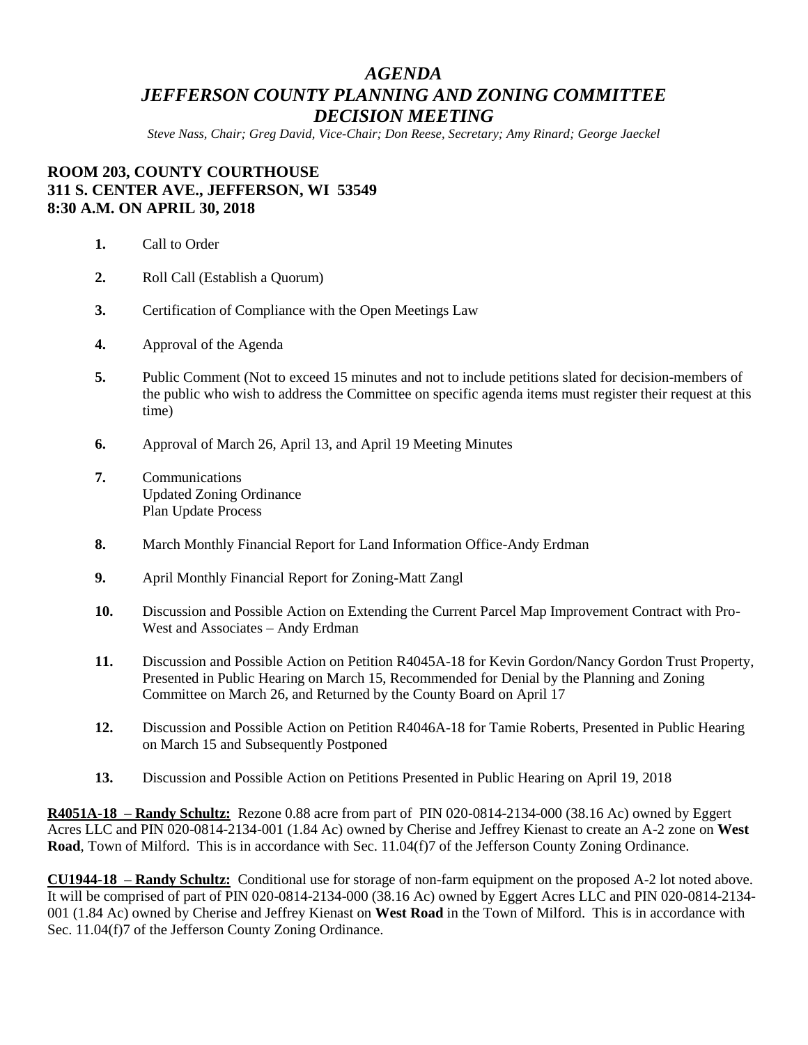# *AGENDA*
# *JEFFERSON COUNTY PLANNING AND ZONING COMMITTEE*
# *DECISION MEETING*

*Steve Nass, Chair; Greg David, Vice-Chair; Don Reese, Secretary; Amy Rinard; George Jaeckel*

## ROOM 203, COUNTY COURTHOUSE
## 311 S. CENTER AVE., JEFFERSON, WI 53549
## 8:30 A.M. ON APRIL 30, 2018

**1.** Call to Order

**2.** Roll Call (Establish a Quorum)

**3.** Certification of Compliance with the Open Meetings Law

**4.** Approval of the Agenda

**5.** Public Comment (Not to exceed 15 minutes and not to include petitions slated for decision-members of the public who wish to address the Committee on specific agenda items must register their request at this time)

**6.** Approval of March 26, April 13, and April 19 Meeting Minutes

**7.** Communications
Updated Zoning Ordinance
Plan Update Process

**8.** March Monthly Financial Report for Land Information Office-Andy Erdman

**9.** April Monthly Financial Report for Zoning-Matt Zangl

**10.** Discussion and Possible Action on Extending the Current Parcel Map Improvement Contract with Pro-West and Associates – Andy Erdman

**11.** Discussion and Possible Action on Petition R4045A-18 for Kevin Gordon/Nancy Gordon Trust Property, Presented in Public Hearing on March 15, Recommended for Denial by the Planning and Zoning Committee on March 26, and Returned by the County Board on April 17

**12.** Discussion and Possible Action on Petition R4046A-18 for Tamie Roberts, Presented in Public Hearing on March 15 and Subsequently Postponed

**13.** Discussion and Possible Action on Petitions Presented in Public Hearing on April 19, 2018

**R4051A-18 – Randy Schultz:** Rezone 0.88 acre from part of PIN 020-0814-2134-000 (38.16 Ac) owned by Eggert Acres LLC and PIN 020-0814-2134-001 (1.84 Ac) owned by Cherise and Jeffrey Kienast to create an A-2 zone on **West Road**, Town of Milford. This is in accordance with Sec. 11.04(f)7 of the Jefferson County Zoning Ordinance.

**CU1944-18 – Randy Schultz:** Conditional use for storage of non-farm equipment on the proposed A-2 lot noted above. It will be comprised of part of PIN 020-0814-2134-000 (38.16 Ac) owned by Eggert Acres LLC and PIN 020-0814-2134-001 (1.84 Ac) owned by Cherise and Jeffrey Kienast on **West Road** in the Town of Milford. This is in accordance with Sec. 11.04(f)7 of the Jefferson County Zoning Ordinance.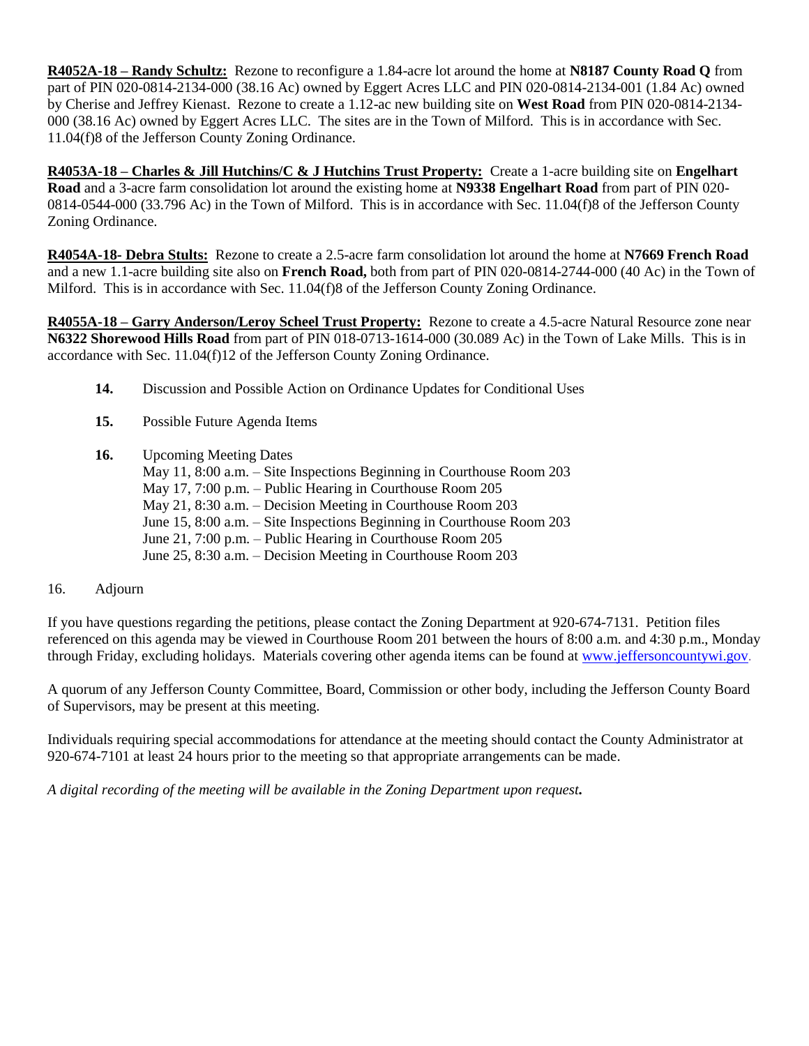**R4052A-18 – Randy Schultz:** Rezone to reconfigure a 1.84-acre lot around the home at **N8187 County Road Q** from part of PIN 020-0814-2134-000 (38.16 Ac) owned by Eggert Acres LLC and PIN 020-0814-2134-001 (1.84 Ac) owned by Cherise and Jeffrey Kienast. Rezone to create a 1.12-ac new building site on **West Road** from PIN 020-0814-2134-000 (38.16 Ac) owned by Eggert Acres LLC. The sites are in the Town of Milford. This is in accordance with Sec. 11.04(f)8 of the Jefferson County Zoning Ordinance.

**R4053A-18 – Charles & Jill Hutchins/C & J Hutchins Trust Property:** Create a 1-acre building site on **Engelhart Road** and a 3-acre farm consolidation lot around the existing home at **N9338 Engelhart Road** from part of PIN 020-0814-0544-000 (33.796 Ac) in the Town of Milford. This is in accordance with Sec. 11.04(f)8 of the Jefferson County Zoning Ordinance.

**R4054A-18- Debra Stults:** Rezone to create a 2.5-acre farm consolidation lot around the home at **N7669 French Road** and a new 1.1-acre building site also on **French Road,** both from part of PIN 020-0814-2744-000 (40 Ac) in the Town of Milford. This is in accordance with Sec. 11.04(f)8 of the Jefferson County Zoning Ordinance.

**R4055A-18 – Garry Anderson/Leroy Scheel Trust Property:** Rezone to create a 4.5-acre Natural Resource zone near **N6322 Shorewood Hills Road** from part of PIN 018-0713-1614-000 (30.089 Ac) in the Town of Lake Mills. This is in accordance with Sec. 11.04(f)12 of the Jefferson County Zoning Ordinance.

**14.** Discussion and Possible Action on Ordinance Updates for Conditional Uses

**15.** Possible Future Agenda Items

**16.** Upcoming Meeting Dates
May 11, 8:00 a.m. – Site Inspections Beginning in Courthouse Room 203
May 17, 7:00 p.m. – Public Hearing in Courthouse Room 205
May 21, 8:30 a.m. – Decision Meeting in Courthouse Room 203
June 15, 8:00 a.m. – Site Inspections Beginning in Courthouse Room 203
June 21, 7:00 p.m. – Public Hearing in Courthouse Room 205
June 25, 8:30 a.m. – Decision Meeting in Courthouse Room 203

16. Adjourn

If you have questions regarding the petitions, please contact the Zoning Department at 920-674-7131. Petition files referenced on this agenda may be viewed in Courthouse Room 201 between the hours of 8:00 a.m. and 4:30 p.m., Monday through Friday, excluding holidays. Materials covering other agenda items can be found at www.jeffersoncountywi.gov.

A quorum of any Jefferson County Committee, Board, Commission or other body, including the Jefferson County Board of Supervisors, may be present at this meeting.

Individuals requiring special accommodations for attendance at the meeting should contact the County Administrator at 920-674-7101 at least 24 hours prior to the meeting so that appropriate arrangements can be made.

*A digital recording of the meeting will be available in the Zoning Department upon request.*